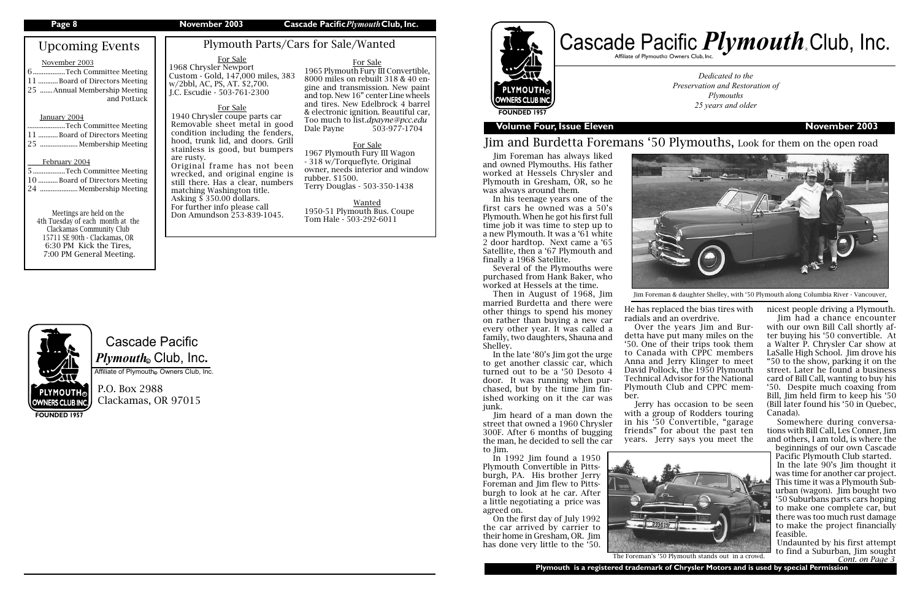## Upcoming Events

November 2003

6 ................. Tech Committee Meeting
11 ........... Board of Directors Meeting
25 ....... Annual Membership Meeting and PotLuck

January 2004

..................... Tech Committee Meeting
11 ........... Board of Directors Meeting
25 ..................... Membership Meeting

February 2004

5 ................. Tech Committee Meeting
10 ........... Board of Directors Meeting
24 ..................... Membership Meeting

Meetings are held on the 4th Tuesday of each month at the Clackamas Community Club 15711 SE 90th - Clackamas, OR
6:30 PM Kick the Tires,
7:00 PM General Meeting.

## Plymouth Parts/Cars for Sale/Wanted

**For Sale**
1968 Chrysler Newport Custom - Gold, 147,000 miles, 383 w/2bbl, AC, PS, AT. $2,700.
J.C. Escudie - 503-761-2300

**For Sale**
1940 Chrysler coupe parts car Removable sheet metal in good condition including the fenders, hood, trunk lid, and doors. Grill stainless is good, but bumpers are rusty.
Original frame has not been wrecked, and original engine is still there. Has a clear, numbers matching Washington title.
Asking $ 350.00 dollars.
For further info please call Don Amundson 253-839-1045.

**For Sale**
1965 Plymouth Fury III Convertible, 8000 miles on rebuilt 318 & 40 engine and transmission. New paint and top. New 16" center Line wheels and tires. New Edelbrock 4 barrel & electronic ignition. Beautiful car, Too much to list.*dpayne@pcc.edu*
Dale Payne 503-977-1704

**For Sale**
1967 Plymouth Fury III Wagon - 318 w/Torqueflyte. Original owner, needs interior and window rubber. $1500.
Terry Douglas - 503-350-1438

**Wanted**
1950-51 Plymouth Bus. Coupe
Tom Hale - 503-292-6011

Cascade Pacific *Plymouth*® Club, Inc.
Affiliate of Plymouth® Owners Club, Inc.
P.O. Box 2988
Clackamas, OR 97015

# Cascade Pacific *Plymouth*® Club, Inc.

Affiliate of Plymouth® Owners Club, Inc.

*Dedicated to the Preservation and Restoration of Plymouths 25 years and older*

**Volume Four, Issue Eleven** **November 2003**

## Jim and Burdetta Foremans '50 Plymouths, Look for them on the open road

Jim Foreman has always liked and owned Plymouths. His father worked at Hessels Chrysler and Plymouth in Gresham, OR, so he was always around them.

In his teenage years one of the first cars he owned was a 50's Plymouth. When he got his first full time job it was time to step up to a new Plymouth. It was a '61 white 2 door hardtop. Next came a '65 Satellite, then a '67 Plymouth and finally a 1968 Satellite.

Several of the Plymouths were purchased from Hank Baker, who worked at Hessels at the time.

Then in August of 1968, Jim married Burdetta and there were other things to spend his money on rather than buying a new car every other year. It was called a family, two daughters, Shauna and Shelley.

In the late '80's Jim got the urge to get another classic car, which turned out to be a '50 Desoto 4 door. It was running when purchased, but by the time Jim finished working on it the car was junk.

Jim heard of a man down the street that owned a 1960 Chrysler 300F. After 6 months of bugging the man, he decided to sell the car to Jim.

In 1992 Jim found a 1950 Plymouth Convertible in Pittsburgh, PA. His brother Jerry Foreman and Jim flew to Pittsburgh to look at he car. After a little negotiating a price was agreed on.

On the first day of July 1992 the car arrived by carrier to their home in Gresham, OR. Jim has done very little to the '50.

Jim Foreman & daughter Shelley, with '50 Plymouth along Columbia River - Vancouver,

He has replaced the bias tires with radials and an overdrive.

Over the years Jim and Burdetta have put many miles on the '50. One of their trips took them to Canada with CPPC members Anna and Jerry Klinger to meet David Pollock, the 1950 Plymouth Technical Advisor for the National Plymouth Club and CPPC member.

Jerry has occasion to be seen with a group of Rodders touring in his '50 Convertible, "garage friends" for about the past ten years. Jerry says you meet the nicest people driving a Plymouth.

Jim had a chance encounter with our own Bill Call shortly after buying his '50 convertible. At a Walter P. Chrysler Car show at LaSalle High School. Jim drove his "50 to the show, parking it on the street. Later he found a business card of Bill Call, wanting to buy his '50. Despite much coaxing from Bill, Jim held firm to keep his '50 (Bill later found his '50 in Quebec, Canada).

Somewhere during conversations with Bill Call, Les Conner, Jim and others, I am told, is where the beginnings of our own Cascade Pacific Plymouth Club started.

In the late 90's Jim thought it was time for another car project. This time it was a Plymouth Suburban (wagon). Jim bought two '50 Suburbans parts cars hoping to make one complete car, but there was too much rust damage to make the project financially feasible.

Undaunted by his first attempt to find a Suburban, Jim sought

*Cont. on Page 3*

The Foreman's '50 Plymouth stands out in a crowd.

**Plymouth is a registered trademark of Chrysler Motors and is used by special Permission**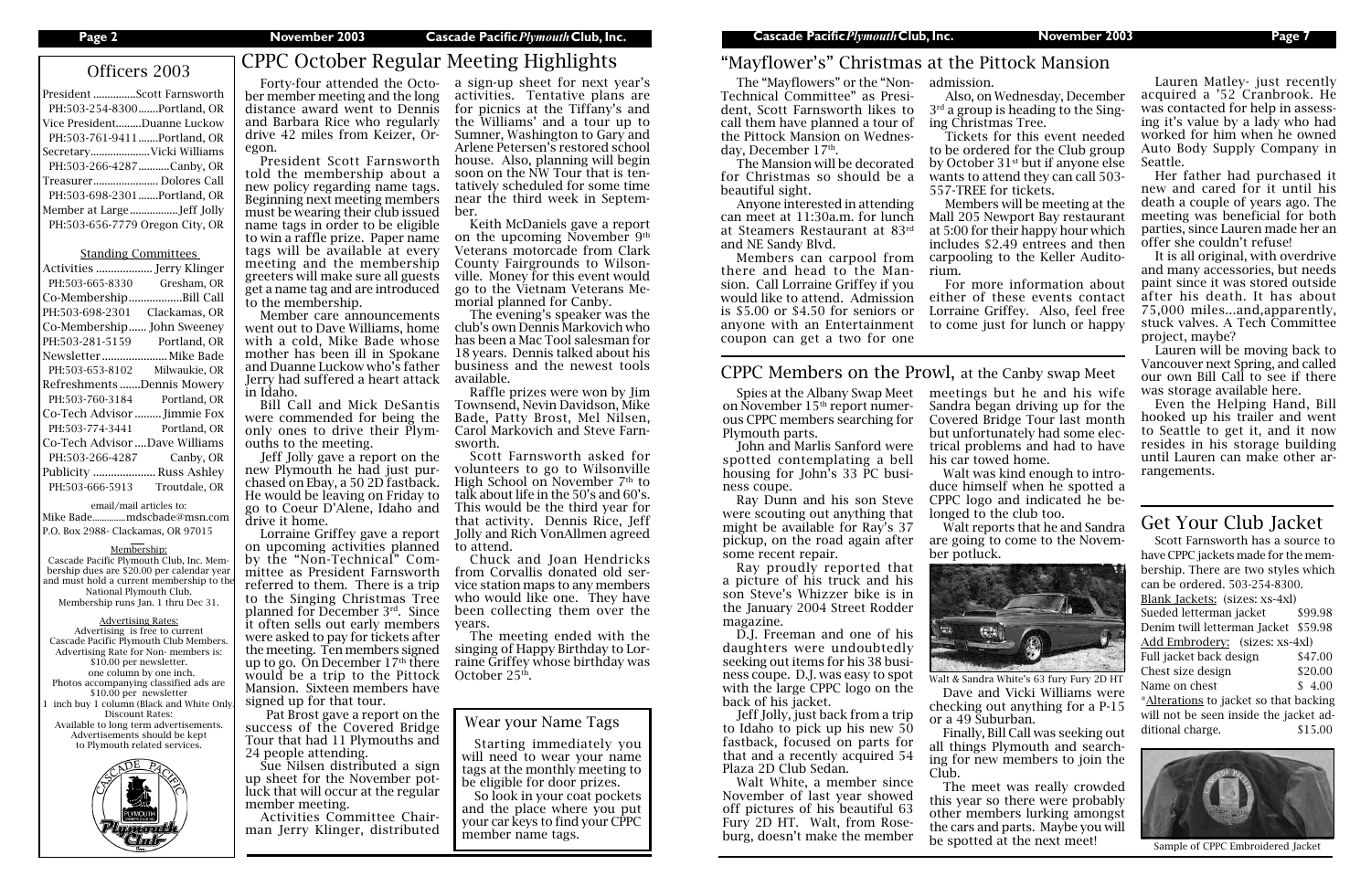## Officers 2003

President ...............Scott Farnsworth
PH:503-254-8300.......Portland, OR
Vice President.........Duanne Luckow
PH:503-761-9411.......Portland, OR
Secretary....................Vicki Williams
PH:503-266-4287...........Canby, OR
Treasurer...................... Dolores Call
PH:503-698-2301.......Portland, OR
Member at Large.................Jeff Jolly
PH:503-656-7779 Oregon City, OR

### Standing Committees

Activities .................. Jerry Klinger
PH:503-665-8330 Gresham, OR
Co-Membership..................Bill Call
PH:503-698-2301 Clackamas, OR
Co-Membership...... John Sweeney
PH:503-281-5159 Portland, OR
Newsletter..................... Mike Bade
PH:503-653-8102 Milwaukie, OR
Refreshments .......Dennis Mowery
PH:503-760-3184 Portland, OR
Co-Tech Advisor ......... Jimmie Fox
PH:503-774-3441 Portland, OR
Co-Tech Advisor ....Dave Williams
PH:503-266-4287 Canby, OR
Publicity .................... Russ Ashley
PH:503-666-5913 Troutdale, OR

email/mail articles to:
Mike Bade.............mdscbade@msn.com
P.O. Box 2938- Clackamas, OR 97015

**Membership:**
Cascade Pacific Plymouth Club, Inc. Membership dues are $20.00 per calendar year and must hold a current membership to the National Plymouth Club.
Membership runs Jan. 1 thru Dec 31.

**Advertising Rates:**
Advertising is free to current Cascade Pacific Plymouth Club Members.
Advertising Rate for Non- members is: $10.00 per newsletter.
one column by one inch.
Photos accompanying classified ads are $10.00 per newsletter
1 inch buy 1 column (Black and White Only.
Discount Rates:
Available to long term advertisements.
Advertisements should be kept to Plymouth related services.

## CPPC October Regular Meeting Highlights

Forty-four attended the October member meeting and the long distance award went to Dennis and Barbara Rice who regularly drive 42 miles from Keizer, Oregon.

President Scott Farnsworth told the membership about a new policy regarding name tags. Beginning next meeting members must be wearing their club issued name tags in order to be eligible to win a raffle prize. Paper name tags will be available at every meeting and the membership greeters will make sure all guests get a name tag and are introduced to the membership.

Member care announcements went out to Dave Williams, home with a cold, Mike Bade whose mother has been ill in Spokane and Duanne Luckow who's father Jerry had suffered a heart attack in Idaho.

Bill Call and Mick DeSantis were commended for being the only ones to drive their Plymouths to the meeting.

Jeff Jolly gave a report on the new Plymouth he had just purchased on Ebay, a 50 2D fastback. He would be leaving on Friday to go to Coeur D'Alene, Idaho and drive it home.

Lorraine Griffey gave a report on upcoming activities planned by the "Non-Technical" Committee as President Farnsworth referred to them. There is a trip to the Singing Christmas Tree planned for December 3rd. Since it often sells out early members were asked to pay for tickets after the meeting. Ten members signed up to go. On December 17th there would be a trip to the Pittock Mansion. Sixteen members have signed up for that tour.

Pat Brost gave a report on the success of the Covered Bridge Tour that had 11 Plymouths and 24 people attending.

Sue Nilsen distributed a sign up sheet for the November potluck that will occur at the regular member meeting.

Activities Committee Chairman Jerry Klinger, distributed a sign-up sheet for next year's activities. Tentative plans are for picnics at the Tiffany's and the Williams' and a tour up to Sumner, Washington to Gary and Arlene Petersen's restored school house. Also, planning will begin soon on the NW Tour that is tentatively scheduled for some time near the third week in September.

Keith McDaniels gave a report on the upcoming November 9th Veterans motorcade from Clark County Fairgrounds to Wilsonville. Money for this event would go to the Vietnam Veterans Memorial planned for Canby.

The evening's speaker was the club's own Dennis Markovich who has been a Mac Tool salesman for 18 years. Dennis talked about his business and the newest tools available.

Raffle prizes were won by Jim Townsend, Nevin Davidson, Mike Bade, Patty Brost, Mel Nilsen, Carol Markovich and Steve Farnsworth.

Scott Farnsworth asked for volunteers to go to Wilsonville High School on November 7th to talk about life in the 50's and 60's. This would be the third year for that activity. Dennis Rice, Jeff Jolly and Rich VonAllmen agreed to attend.

Chuck and Joan Hendricks from Corvallis donated old service station maps to any members who would like one. They have been collecting them over the years.

The meeting ended with the singing of Happy Birthday to Lorraine Griffey whose birthday was October 25th.

### Wear your Name Tags

Starting immediately you will need to wear your name tags at the monthly meeting to be eligible for door prizes.

So look in your coat pockets and the place where you put your car keys to find your CPPC member name tags.

## "Mayflower's" Christmas at the Pittock Mansion

The "Mayflowers" or the "Non-Technical Committee" as President, Scott Farnsworth likes to call them have planned a tour of the Pittock Mansion on Wednesday, December 17th.

The Mansion will be decorated for Christmas so should be a beautiful sight.

Anyone interested in attending can meet at 11:30a.m. for lunch at Steamers Restaurant at 83rd and NE Sandy Blvd.

Members can carpool from there and head to the Mansion. Call Lorraine Griffey if you would like to attend. Admission is $5.00 or $4.50 for seniors or anyone with an Entertainment coupon can get a two for one admission.

Also, on Wednesday, December 3rd a group is heading to the Singing Christmas Tree.

Tickets for this event needed to be ordered for the Club group by October 31st but if anyone else wants to attend they can call 503-557-TREE for tickets.

Members will be meeting at the Mall 205 Newport Bay restaurant at 5:00 for their happy hour which includes $2.49 entrees and then carpooling to the Keller Auditorium.

For more information about either of these events contact Lorraine Griffey. Also, feel free to come just for lunch or happy

Lauren Matley- just recently acquired a '52 Cranbrook. He was contacted for help in assessing it's value by a lady who had worked for him when he owned Auto Body Supply Company in Seattle.

Her father had purchased it new and cared for it until his death a couple of years ago. The meeting was beneficial for both parties, since Lauren made her an offer she couldn't refuse!

It is all original, with overdrive and many accessories, but needs paint since it was stored outside after his death. It has about 75,000 miles...and,apparently, stuck valves. A Tech Committee project, maybe?

Lauren will be moving back to Vancouver next Spring, and called our own Bill Call to see if there was storage available here.

Even the Helping Hand, Bill hooked up his trailer and went to Seattle to get it, and it now resides in his storage building until Lauren can make other arrangements.

## CPPC Members on the Prowl, at the Canby swap Meet

Spies at the Albany Swap Meet on November 15th report numerous CPPC members searching for Plymouth parts.

John and Marlis Sanford were spotted contemplating a bell housing for John's 33 PC business coupe.

Ray Dunn and his son Steve were scouting out anything that might be available for Ray's 37 pickup, on the road again after some recent repair.

Ray proudly reported that a picture of his truck and his son Steve's Whizzer bike is in the January 2004 Street Rodder magazine.

D.J. Freeman and one of his daughters were undoubtedly seeking out items for his 38 business coupe. D.J. was easy to spot with the large CPPC logo on the back of his jacket.

Jeff Jolly, just back from a trip to Idaho to pick up his new 50 fastback, focused on parts for that and a recently acquired 54 Plaza 2D Club Sedan.

Walt White, a member since November of last year showed off pictures of his beautiful 63 Fury 2D HT. Walt, from Roseburg, doesn't make the member meetings but he and his wife Sandra began driving up for the Covered Bridge Tour last month but unfortunately had some electrical problems and had to have his car towed home.

Walt was kind enough to introduce himself when he spotted a CPPC logo and indicated he belonged to the club too.

Walt reports that he and Sandra are going to come to the November potluck.

Walt & Sandra White's 63 fury Fury 2D HT

Dave and Vicki Williams were checking out anything for a P-15 or a 49 Suburban.

Finally, Bill Call was seeking out all things Plymouth and searching for new members to join the Club.

The meet was really crowded this year so there were probably other members lurking amongst the cars and parts. Maybe you will be spotted at the next meet!

## Get Your Club Jacket

Scott Farnsworth has a source to have CPPC jackets made for the membership. There are two styles which can be ordered. 503-254-8300.

**Blank Jackets:** (sizes: xs-4xl)

| | |
|---|---|
| Sueded letterman jacket | $99.98 |
| Denim twill letterman Jacket | $59.98 |

**Add Embrodery:** (sizes: xs-4xl)

| | |
|---|---|
| Full jacket back design | $47.00 |
| Chest size design | $20.00 |
| Name on chest | $ 4.00 |

*Alterations to jacket so that backing will not be seen inside the jacket additional charge. $15.00

Sample of CPPC Embroidered Jacket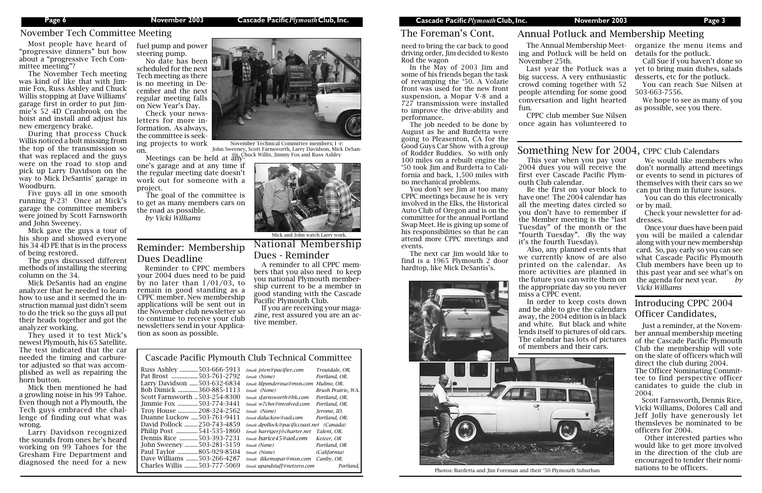## November Tech Committee Meeting

Most people have heard of "progressive dinners" but how about a "progressive Tech Committee meeting"?

The November Tech meeting was kind of like that with Jimmie Fox, Russ Ashley and Chuck Willis stopping at Dave Williams' garage first in order to put Jimmie's 52 4D Cranbrook on the hoist and install and adjust his new emergency brake.

During that process Chuck Willis noticed a bolt missing from the top of the transmission so that was replaced and the guys were on the road to stop and pick up Larry Davidson on the way to Mick DeSantis' garage in Woodburn.

Five guys all in one smooth running P-23! Once at Mick's garage the committee members were joined by Scott Farnsworth and John Sweeney.

Mick gave the guys a tour of his shop and showed everyone his 34 4D PE that is in the process of being restored.

The guys discussed different methods of installing the steering column on the 34.

Mick DeSantis had an engine analyzer that he needed to learn how to use and it seemed the instruction manual just didn't seem to do the trick so the guys all put their heads together and got the analyzer working.

They used it to test Mick's newest Plymouth, his 65 Satellite. The test indicated that the car needed the timing and carburetor adjusted so that was accomplished as well as repairing the horn button.

Mick then mentioned he had a growling noise in his 99 Tahoe. Even though not a Plymouth, the Tech guys embraced the challenge of finding out what was wrong.

Larry Davidson recognized the sounds from ones he's heard working on 99 Tahoes for the Gresham Fire Department and diagnosed the need for a new fuel pump and power steering pump.

No date has been scheduled for the next Tech meeting as there is no meeting in December and the next regular meeting falls on New Year's Day.

Check your newsletters for more information. As always, the committee is seeking projects to work on.

Meetings can be held at anyone's garage and at any time if the regular meeting date doesn't work out for someone with a project.

The goal of the committee is to get as many members cars on the road as possible.

*by Vicki Williams*

November Technical Committee members; l -r: John Sweeney, Scott Farnsworth, Larry Davidson, Mick DeSantis, Chuck Willis, Jimmy Fox and Russ Ashley

Mick and John watch Larry work.

## Reminder: Membership Dues Deadline

Reminder to CPPC members your 2004 dues need to be paid by no later than 1/01/03, to remain in good standing as a CPPC member. New membership applications will be sent out in the November club newsletter so to continue to receive your club newsletters send in your Application as soon as possible.

## National Membership Dues - Reminder

A reminder to all CPPC members that you also need to keep you national Plymouth membership current to be a member in good standing with the Cascade Pacific Plymouth Club.

If you are receiving your magazine, rest assured you are an active member.

## Cascade Pacific Plymouth Club Technical Committee

| Name | Phone | Email | Location |
|---|---|---|---|
| Russ Ashley | 503-666-5913 | Email: jsten@pacifier.com | Troutdale, OR. |
| Pat Brost | 503-761-2792 | Email: (None) | Portland, OR. |
| Larry Davidson | 503-632-6834 | Email: lilponderosa@msn.com | Mulino, OR. |
| Bob Dimick | 360-885-1113 | Email: (None) | Brush Prairie, WA. |
| Scott Farnsworth | 503-254-8300 | Email: sfarnsworth@ltk.com | Portland, OR. |
| Jimmie Fox | 503-774-3441 | Email: w7chn@involved.com | Portland, OR. |
| Troy House | 208-324-2562 | Email: (None) | Jerome, ID. |
| Duanne Luckow | 503-761-9411 | Email daluckow@aol.com | Portland, OR. |
| David Pollock | 250-743-4859 | Email: dpollock@pacificcoast.net | (Canada) |
| Philip Post | 541-535-1860 | Email: harrigerj@charter.net | Talent, OR. |
| Dennis Rice | 503-393-7231 | Email: barice45@aol.com | Keizer, OR |
| John Sweeney | 503-281-5159 | Email: (None) | Portland, OR |
| Paul Taylor | 805-929-8504 | Email: (None) | (California) |
| Dave Williams | 503-266-4287 | Email: ilikemopar@msn.com | Canby, OR. |
| Charles Willis | 503-777-5069 | Email: upandstuff@netzero.com | Portland, |

## The Foreman's Cont.

need to bring the car back to good driving order, Jim decided to Resto Rod the wagon

In the May of 2003 Jim and some of his friends began the task of revamping the '50. A Volarie front was used for the new front suspension, a Mopar V-8 and a 727 transmission were installed to improve the drive-ability and performance.

The job needed to be done by August as he and Burdetta were going to Pleasenton, CA for the Good Guys Car Show with a group of Rodder Buddies. So with only 100 miles on a rebuilt engine the '50 took Jim and Burdetta to California and back, 1,500 miles with no mechanical problems.

You don't see Jim at too many CPPC meetings because he is very involved in the Elks, the Historical Auto Club of Oregon and is on the committee for the annual Portland Swap Meet. He is giving up some of his responsibilities so that he can attend more CPPC meetings and events.

The next car Jim would like to find is a 1965 Plymouth 2 door hardtop, like Mick DeSantis's.

Photos: Burdetta and Jim Foreman and their '50 Plymouth Suburban

## Annual Potluck and Membership Meeting

The Annual Membership Meeting and Potluck will be held on November 25th.

Last year the Potluck was a big success. A very enthusiastic crowd coming together with 52 people attending for some good conversation and light hearted fun.

CPPC club member Sue Nilsen once again has volunteered to organize the menu items and details for the potluck.

Call Sue if you haven't done so yet to bring main dishes, salads desserts, etc for the potluck.

You can reach Sue Nilsen at 503-663-7556.

We hope to see as many of you as possible, see you there.

## Something New for 2004, CPPC Club Calendars

This year when you pay your 2004 dues you will receive the first ever Cascade Pacific Plymouth Club calendar.

Be the first on your block to have one! The 2004 calendar has all the meeting dates circled so you don't have to remember if the Member meeting is the "last Tuesday" of the month or the "fourth Tuesday". (By the way it's the fourth Tuesday).

Also, any planned events that we currently know of are also printed on the calendar. As more activities are planned in the future you can write them on the appropriate day so you never miss a CPPC event.

In order to keep costs down and be able to give the calendars away, the 2004 edition is in black and white. But black and white lends itself to pictures of old cars. The calendar has lots of pictures of members and their cars.

We would like members who don't normally attend meetings or events to send in pictures of themselves with their cars so we can put them in future issues.

You can do this electronically or by mail.

Check your newsletter for addresses.

Once your dues have been paid you will be mailed a calendar along with your new membership card. So, pay early so you can see what Cascade Pacific Plymouth Club members have been up to this past year and see what's on the agenda for next year. *by Vicki Williams*

## Introducing CPPC 2004 Officer Candidates,

Just a reminder, at the November annual membership meeting of the Cascade Pacific Plymouth Club the membership will vote on the slate of officers which will direct the club during 2004.

The Officer Nominating Committee to find perspective officer canidates to guide the club in 2004.

Scott Farnsworth, Dennis Rice, Vicki Williams, Dolores Call and Jeff Jolly have generously let themsleves be nominated to be officers for 2004.

Other interested parties who would like to get more involved in the direction of the club are encouraged to tender their nominations to be officers.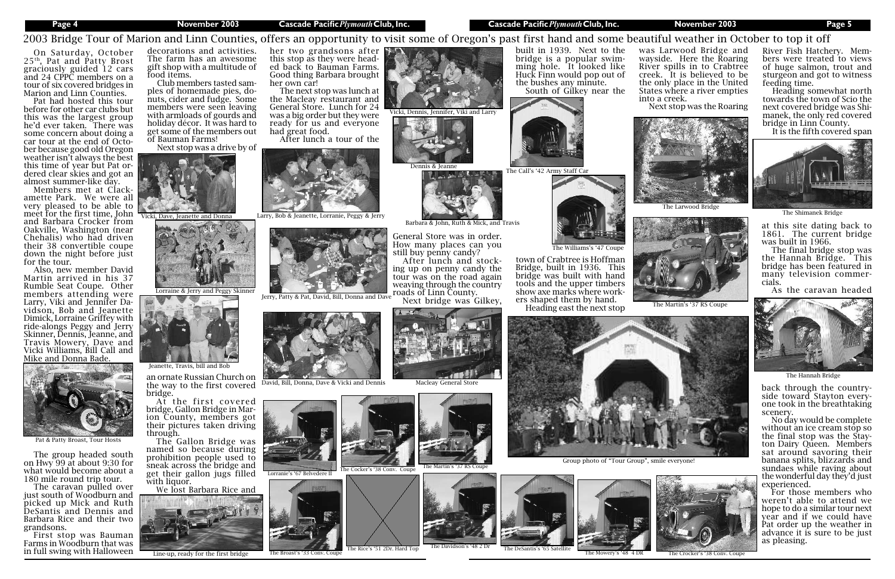# 2003 Bridge Tour of Marion and Linn Counties, offers an opportunity to visit some of Oregon's past first hand and some beautiful weather in October to top it off

On Saturday, October 25th, Pat and Patty Brost graciously guided 12 cars and 24 CPPC members on a tour of six covered bridges in Marion and Linn Counties.

Pat had hosted this tour before for other car clubs but this was the largest group he'd ever taken. There was some concern about doing a car tour at the end of October because good old Oregon weather isn't always the best this time of year but Pat ordered clear skies and got an almost summer-like day.

Members met at Clackamette Park. We were all very pleased to be able to meet for the first time, John and Barbara Crocker from Oakville, Washington (near Chehalis) who had driven their 38 convertible coupe down the night before just for the tour.

Also, new member David Martin arrived in his 37 Rumble Seat Coupe. Other members attending were Larry, Viki and Jennifer Davidson, Bob and Jeanette Dimick, Lorraine Griffey with ride-alongs Peggy and Jerry Skinner, Dennis, Jeanne, and Travis Mowery, Dave and Vicki Williams, Bill Call and Mike and Donna Bade.

Pat & Patty Broast, Tour Hosts

The group headed south on Hwy 99 at about 9:30 for what would become about a 180 mile round trip tour.

The caravan pulled over just south of Woodburn and picked up Mick and Ruth DeSantis and Dennis and Barbara Rice and their two grandsons.

First stop was Bauman Farms in Woodburn that was in full swing with Halloween decorations and activities. The farm has an awesome gift shop with a multitude of food items.

Club members tasted samples of homemade pies, donuts, cider and fudge. Some members were seen leaving with armloads of gourds and holiday décor. It was hard to get some of the members out of Bauman Farms!

Next stop was a drive by of an ornate Russian Church on the way to the first covered bridge.

Vicki, Dave, Jeanette and Donna

Lorraine & Jerry and Peggy Skinner

Jeanette, Travis, bill and Bob

At the first covered bridge, Gallon Bridge in Marion County, members got their pictures taken driving through.

The Gallon Bridge was named so because during prohibition people used to sneak across the bridge and get their gallon jugs filled with liquor.

We lost Barbara Rice and her two grandsons after this stop as they were headed back to Bauman Farms. Good thing Barbara brought her own car!

Line-up, ready for the first bridge

The next stop was lunch at the Macleay restaurant and General Store. Lunch for 24 was a big order but they were ready for us and everyone had great food.

After lunch a tour of the General Store was in order. How many places can you still buy penny candy?

Larry, Bob & Jeanette, Lorranie, Peggy & Jerry

Jerry, Patty & Pat, David, Bill, Donna and Dave

David, Bill, Donna, Dave & Vicki and Dennis

Vicki, Dennis, Jennifer, Viki and Larry

Dennis & Jeanne

Barbara & John, Ruth & Mick, and Travis

After lunch and stocking up on penny candy the tour was on the road again weaving through the country roads of Linn County.

Next bridge was Gilkey, built in 1939. Next to the bridge is a popular swimming hole. It looked like Huck Finn would pop out of the bushes any minute.

Macleay General Store

Lorranie's '67 Belvedere II

The Cocker's '38 Conv. Coupe

The Martin's '37 RS Coupe

The Broast's '33 Conv. Coupe

The Rice's '51 2Dr. Hard Top

The Davidson's '48 2 Dr

South of Gilkey near the town of Crabtree is Hoffman Bridge, built in 1936. This bridge was built with hand tools and the upper timbers show axe marks where workers shaped them by hand.

The Call's '42 Army Staff Car

The Williams's '47 Coupe

Heading east the next stop was Larwood Bridge and wayside. Here the Roaring River spills in to Crabtree creek. It is believed to be the only place in the United States where a river empties into a creek.

Next stop was the Roaring River Fish Hatchery. Members were treated to views of huge salmon, trout and sturgeon and got to witness feeding time.

The Larwood Bridge

The Martin's '37 RS Coupe

Group photo of "Tour Group", smile everyone!

The DeSantis's '65 Satellite

The Mowery's '48 4 DR

The Crocker's '38 Conv. Coupe

Heading somewhat north towards the town of Scio the next covered bridge was Shimanek, the only red covered bridge in Linn County.

It is the fifth covered span at this site dating back to 1861. The current bridge was built in 1966.

The Shimanek Bridge

The final bridge stop was the Hannah Bridge. This bridge has been featured in many television commercials.

As the caravan headed back through the countryside toward Stayton everyone took in the breathtaking scenery.

The Hannah Bridge

No day would be complete without an ice cream stop so the final stop was the Stayton Dairy Queen. Members sat around savoring their banana splits, blizzards and sundaes while raving about the wonderful day they'd just experienced.

For those members who weren't able to attend we hope to do a similar tour next year and if we could have Pat order up the weather in advance it is sure to be just as pleasing.